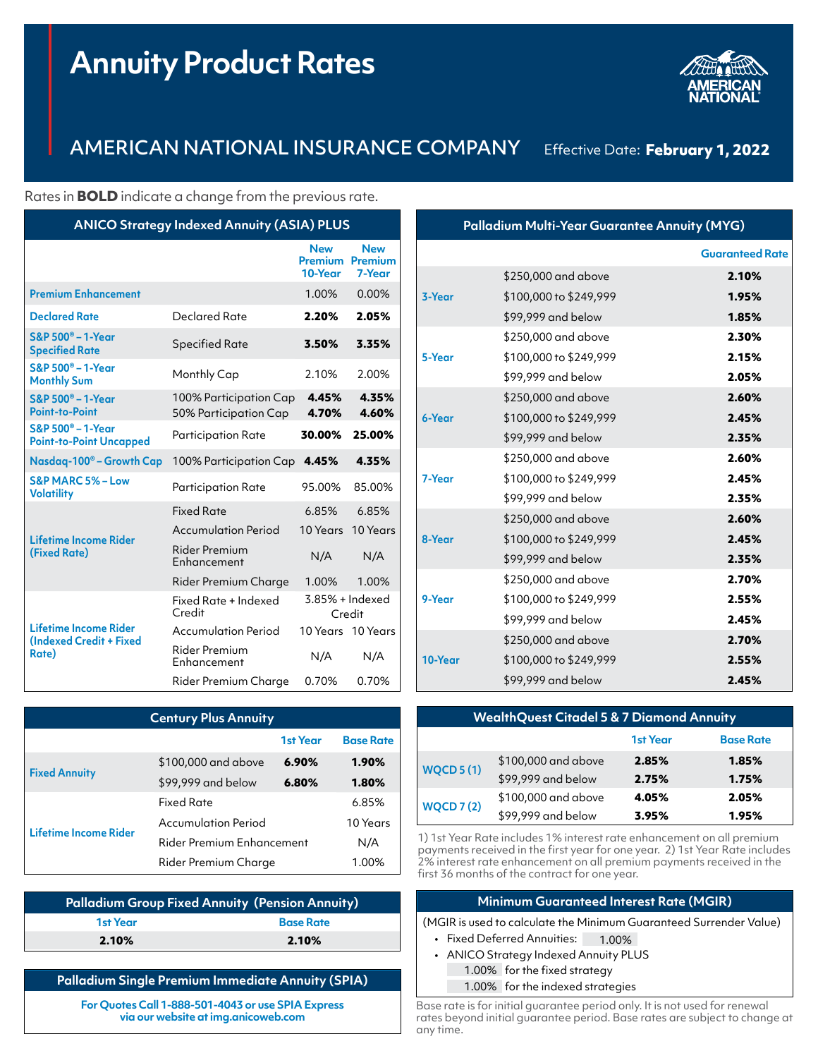# Annuity Product Rates

## AMERICAN NATIONAL INSURANCE COMPANY

Effective Date: **February 1, 2022**

Rates in **BOLD** indicate a change from the previous rate.

### ANICO Strategy Indexed Annuity (ASIA) PLUS

| | | New Premium 10-Year | New Premium 7-Year |
|---|---|---|---|
| Premium Enhancement | | 1.00% | 0.00% |
| Declared Rate | Declared Rate | **2.20%** | **2.05%** |
| S&P 500® – 1-Year Specified Rate | Specified Rate | **3.50%** | **3.35%** |
| S&P 500® – 1-Year Monthly Sum | Monthly Cap | 2.10% | 2.00% |
| S&P 500® – 1-Year Point-to-Point | 100% Participation Cap | **4.45%** | **4.35%** |
| | 50% Participation Cap | **4.70%** | **4.60%** |
| S&P 500® – 1-Year Point-to-Point Uncapped | Participation Rate | **30.00%** | **25.00%** |
| Nasdaq-100® – Growth Cap | 100% Participation Cap | **4.45%** | **4.35%** |
| S&P MARC 5% – Low Volatility | Participation Rate | 95.00% | 85.00% |
| Lifetime Income Rider (Fixed Rate) | Fixed Rate | 6.85% | 6.85% |
| | Accumulation Period | 10 Years | 10 Years |
| | Rider Premium Enhancement | N/A | N/A |
| | Rider Premium Charge | 1.00% | 1.00% |
| Lifetime Income Rider (Indexed Credit + Fixed Rate) | Fixed Rate + Indexed Credit | 3.85% + Indexed Credit | |
| | Accumulation Period | 10 Years | 10 Years |
| | Rider Premium Enhancement | N/A | N/A |
| | Rider Premium Charge | 0.70% | 0.70% |

### Century Plus Annuity

| | | 1st Year | Base Rate |
|---|---|---|---|
| Fixed Annuity | $100,000 and above | **6.90%** | **1.90%** |
| | $99,999 and below | **6.80%** | **1.80%** |
| Lifetime Income Rider | Fixed Rate | | 6.85% |
| | Accumulation Period | | 10 Years |
| | Rider Premium Enhancement | | N/A |
| | Rider Premium Charge | | 1.00% |

### Palladium Group Fixed Annuity (Pension Annuity)

| 1st Year | Base Rate |
|---|---|
| **2.10%** | **2.10%** |

### Palladium Single Premium Immediate Annuity (SPIA)

**For Quotes Call 1-888-501-4043 or use SPIA Express via our website at img.anicoweb.com**

### Palladium Multi-Year Guarantee Annuity (MYG)

| | | Guaranteed Rate |
|---|---|---|
| 3-Year | $250,000 and above | **2.10%** |
| | $100,000 to $249,999 | **1.95%** |
| | $99,999 and below | **1.85%** |
| 5-Year | $250,000 and above | **2.30%** |
| | $100,000 to $249,999 | **2.15%** |
| | $99,999 and below | **2.05%** |
| 6-Year | $250,000 and above | **2.60%** |
| | $100,000 to $249,999 | **2.45%** |
| | $99,999 and below | **2.35%** |
| 7-Year | $250,000 and above | **2.60%** |
| | $100,000 to $249,999 | **2.45%** |
| | $99,999 and below | **2.35%** |
| 8-Year | $250,000 and above | **2.60%** |
| | $100,000 to $249,999 | **2.45%** |
| | $99,999 and below | **2.35%** |
| 9-Year | $250,000 and above | **2.70%** |
| | $100,000 to $249,999 | **2.55%** |
| | $99,999 and below | **2.45%** |
| 10-Year | $250,000 and above | **2.70%** |
| | $100,000 to $249,999 | **2.55%** |
| | $99,999 and below | **2.45%** |

### WealthQuest Citadel 5 & 7 Diamond Annuity

| | | 1st Year | Base Rate |
|---|---|---|---|
| WQCD 5 (1) | $100,000 and above | **2.85%** | **1.85%** |
| | $99,999 and below | **2.75%** | **1.75%** |
| WQCD 7 (2) | $100,000 and above | **4.05%** | **2.05%** |
| | $99,999 and below | **3.95%** | **1.95%** |

1) 1st Year Rate includes 1% interest rate enhancement on all premium payments received in the first year for one year. 2) 1st Year Rate includes 2% interest rate enhancement on all premium payments received in the first 36 months of the contract for one year.

### Minimum Guaranteed Interest Rate (MGIR)

(MGIR is used to calculate the Minimum Guaranteed Surrender Value)

- Fixed Deferred Annuities: 1.00%
- ANICO Strategy Indexed Annuity PLUS
  - 1.00% for the fixed strategy
  - 1.00% for the indexed strategies

Base rate is for initial guarantee period only. It is not used for renewal rates beyond initial guarantee period. Base rates are subject to change at any time.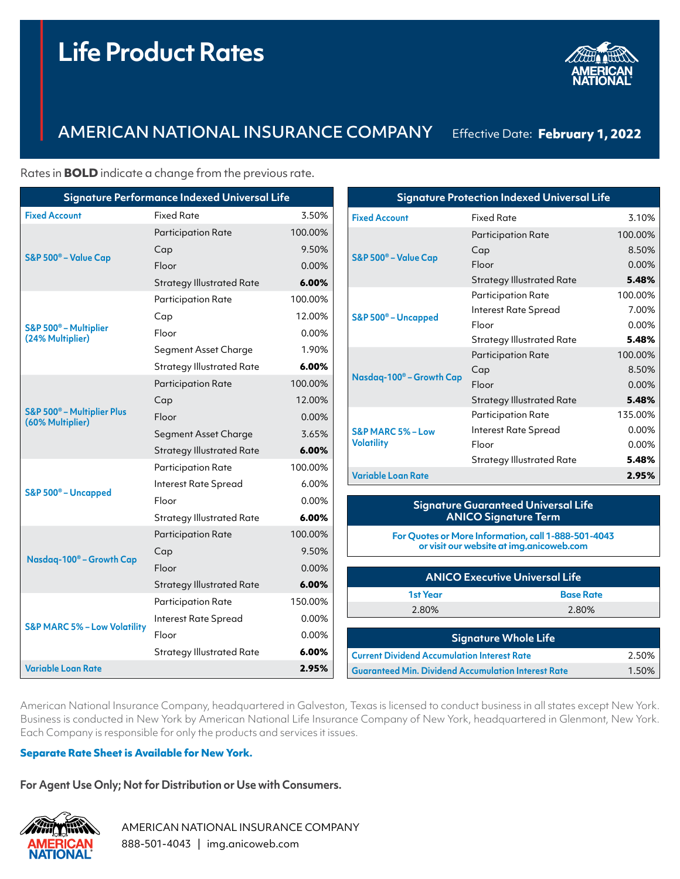# Life Product Rates

## AMERICAN NATIONAL INSURANCE COMPANY

Effective Date: **February 1, 2022**

Rates in **BOLD** indicate a change from the previous rate.

| Signature Performance Indexed Universal Life | | |
|---|---|---|
| Fixed Account | Fixed Rate | 3.50% |
| S&P 500® – Value Cap | Participation Rate | 100.00% |
| | Cap | 9.50% |
| | Floor | 0.00% |
| | Strategy Illustrated Rate | **6.00%** |
| S&P 500® – Multiplier (24% Multiplier) | Participation Rate | 100.00% |
| | Cap | 12.00% |
| | Floor | 0.00% |
| | Segment Asset Charge | 1.90% |
| | Strategy Illustrated Rate | **6.00%** |
| S&P 500® – Multiplier Plus (60% Multiplier) | Participation Rate | 100.00% |
| | Cap | 12.00% |
| | Floor | 0.00% |
| | Segment Asset Charge | 3.65% |
| | Strategy Illustrated Rate | **6.00%** |
| S&P 500® – Uncapped | Participation Rate | 100.00% |
| | Interest Rate Spread | 6.00% |
| | Floor | 0.00% |
| | Strategy Illustrated Rate | **6.00%** |
| Nasdaq-100® – Growth Cap | Participation Rate | 100.00% |
| | Cap | 9.50% |
| | Floor | 0.00% |
| | Strategy Illustrated Rate | **6.00%** |
| S&P MARC 5% – Low Volatility | Participation Rate | 150.00% |
| | Interest Rate Spread | 0.00% |
| | Floor | 0.00% |
| | Strategy Illustrated Rate | **6.00%** |
| Variable Loan Rate | | **2.95%** |

| Signature Protection Indexed Universal Life | | |
|---|---|---|
| Fixed Account | Fixed Rate | 3.10% |
| S&P 500® – Value Cap | Participation Rate | 100.00% |
| | Cap | 8.50% |
| | Floor | 0.00% |
| | Strategy Illustrated Rate | **5.48%** |
| S&P 500® – Uncapped | Participation Rate | 100.00% |
| | Interest Rate Spread | 7.00% |
| | Floor | 0.00% |
| | Strategy Illustrated Rate | **5.48%** |
| Nasdaq-100® – Growth Cap | Participation Rate | 100.00% |
| | Cap | 8.50% |
| | Floor | 0.00% |
| | Strategy Illustrated Rate | **5.48%** |
| S&P MARC 5% – Low Volatility | Participation Rate | 135.00% |
| | Interest Rate Spread | 0.00% |
| | Floor | 0.00% |
| | Strategy Illustrated Rate | **5.48%** |
| Variable Loan Rate | | **2.95%** |

**Signature Guaranteed Universal Life**
**ANICO Signature Term**

For Quotes or More Information, call 1-888-501-4043 or visit our website at img.anicoweb.com

| ANICO Executive Universal Life | |
|---|---|
| 1st Year | Base Rate |
| 2.80% | 2.80% |

| Signature Whole Life | |
|---|---|
| Current Dividend Accumulation Interest Rate | 2.50% |
| Guaranteed Min. Dividend Accumulation Interest Rate | 1.50% |

American National Insurance Company, headquartered in Galveston, Texas is licensed to conduct business in all states except New York. Business is conducted in New York by American National Life Insurance Company of New York, headquartered in Glenmont, New York. Each Company is responsible for only the products and services it issues.

**Separate Rate Sheet is Available for New York.**

**For Agent Use Only; Not for Distribution or Use with Consumers.**

AMERICAN NATIONAL INSURANCE COMPANY
888-501-4043 | img.anicoweb.com